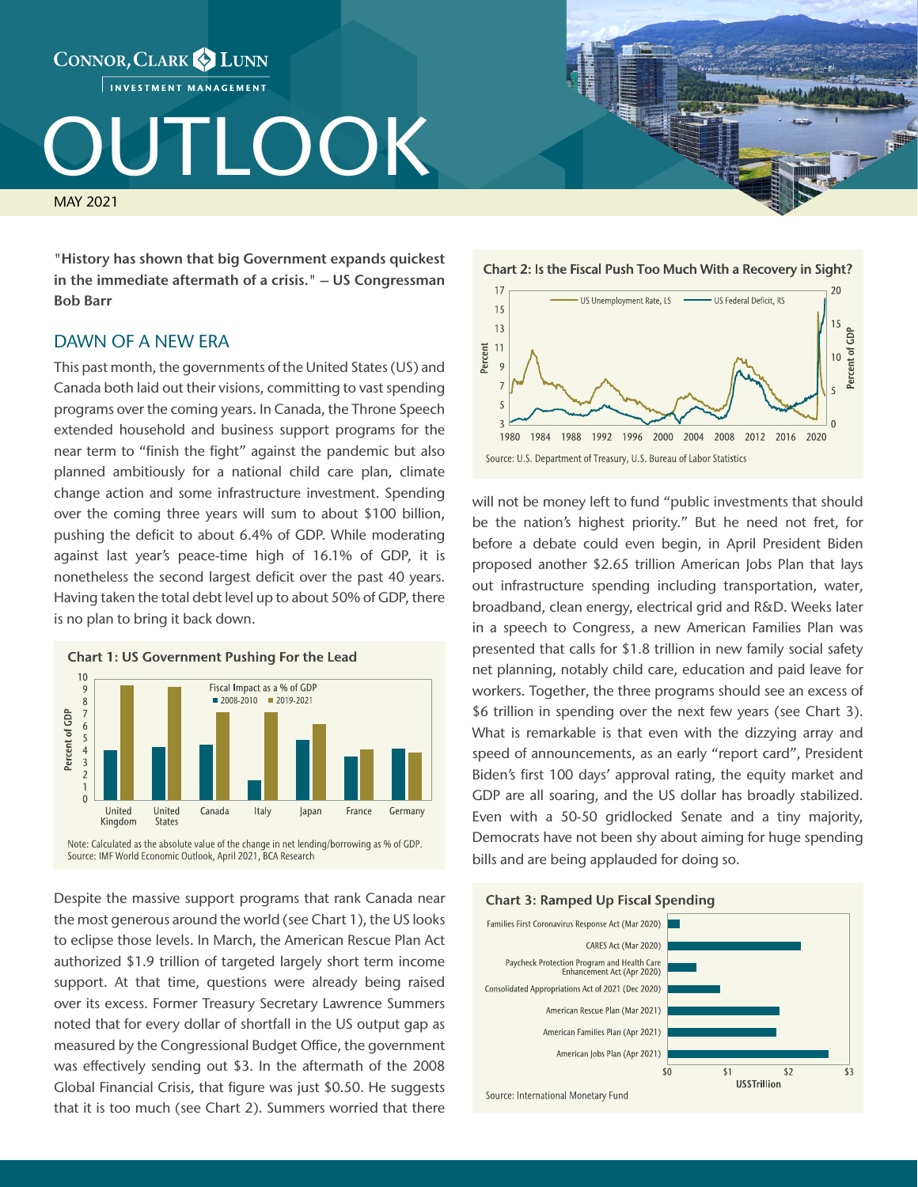# OUTLOOK

MAY 2021

**"History has shown that big Government expands quickest in the immediate aftermath of a crisis." – US Congressman Bob Barr**

## DAWN OF A NEW ERA

This past month, the governments of the United States (US) and Canada both laid out their visions, committing to vast spending programs over the coming years. In Canada, the Throne Speech extended household and business support programs for the near term to "finish the fight" against the pandemic but also planned ambitiously for a national child care plan, climate change action and some infrastructure investment. Spending over the coming three years will sum to about $100 billion, pushing the deficit to about 6.4% of GDP. While moderating against last year's peace-time high of 16.1% of GDP, it is nonetheless the second largest deficit over the past 40 years. Having taken the total debt level up to about 50% of GDP, there is no plan to bring it back down.

**Chart 1: US Government Pushing For the Lead**

Note: Calculated as the absolute value of the change in net lending/borrowing as % of GDP.
Source: IMF World Economic Outlook, April 2021, BCA Research

Despite the massive support programs that rank Canada near the most generous around the world (see Chart 1), the US looks to eclipse those levels. In March, the American Rescue Plan Act authorized $1.9 trillion of targeted largely short term income support. At that time, questions were already being raised over its excess. Former Treasury Secretary Lawrence Summers noted that for every dollar of shortfall in the US output gap as measured by the Congressional Budget Office, the government was effectively sending out $3. In the aftermath of the 2008 Global Financial Crisis, that figure was just $0.50. He suggests that it is too much (see Chart 2). Summers worried that there will not be money left to fund "public investments that should be the nation's highest priority." But he need not fret, for before a debate could even begin, in April President Biden proposed another $2.65 trillion American Jobs Plan that lays out infrastructure spending including transportation, water, broadband, clean energy, electrical grid and R&D. Weeks later in a speech to Congress, a new American Families Plan was presented that calls for $1.8 trillion in new family social safety net planning, notably child care, education and paid leave for workers. Together, the three programs should see an excess of $6 trillion in spending over the next few years (see Chart 3). What is remarkable is that even with the dizzying array and speed of announcements, as an early "report card", President Biden's first 100 days' approval rating, the equity market and GDP are all soaring, and the US dollar has broadly stabilized. Even with a 50-50 gridlocked Senate and a tiny majority, Democrats have not been shy about aiming for huge spending bills and are being applauded for doing so.

**Chart 2: Is the Fiscal Push Too Much With a Recovery in Sight?**

Source: U.S. Department of Treasury, U.S. Bureau of Labor Statistics

**Chart 3: Ramped Up Fiscal Spending**

Source: International Monetary Fund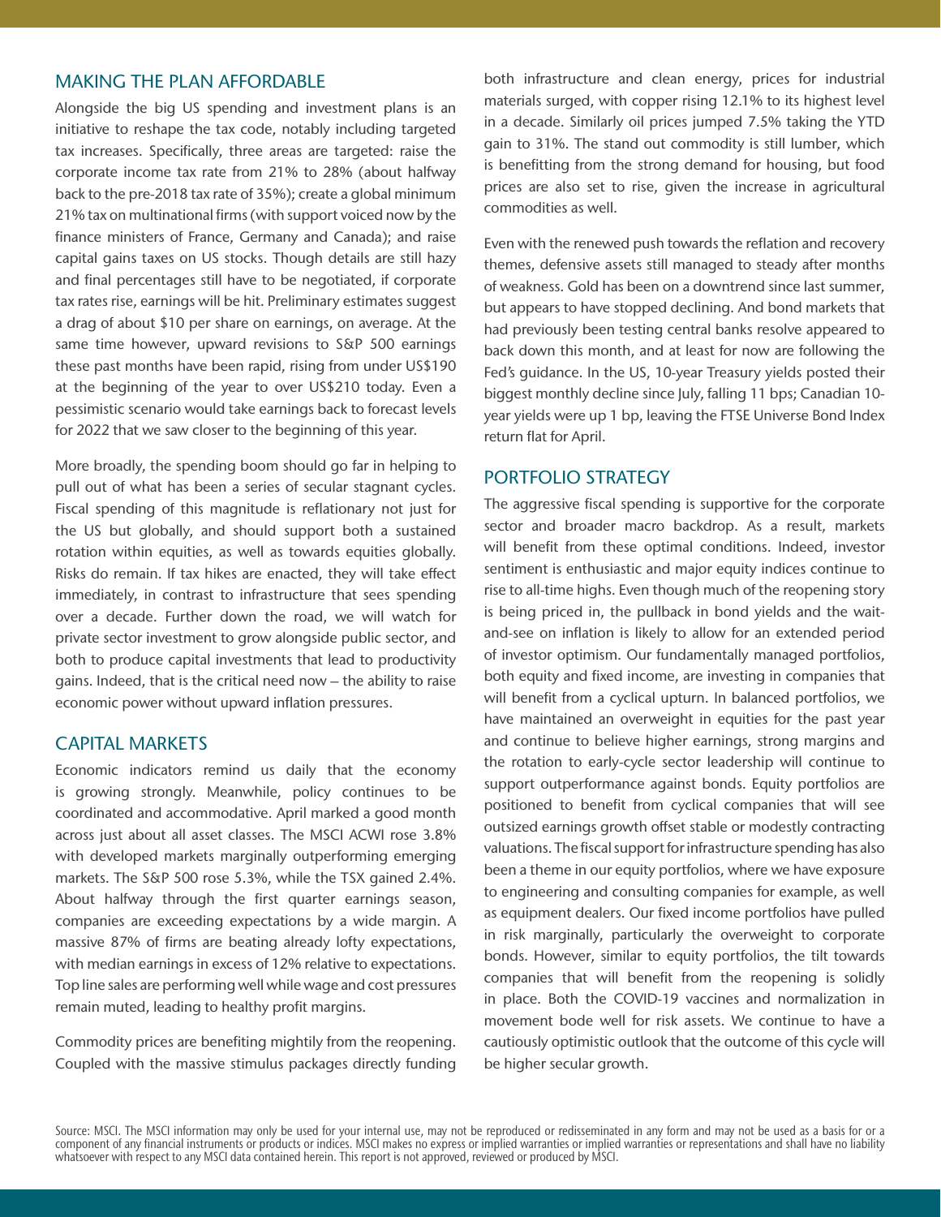## MAKING THE PLAN AFFORDABLE

Alongside the big US spending and investment plans is an initiative to reshape the tax code, notably including targeted tax increases. Specifically, three areas are targeted: raise the corporate income tax rate from 21% to 28% (about halfway back to the pre-2018 tax rate of 35%); create a global minimum 21% tax on multinational firms (with support voiced now by the finance ministers of France, Germany and Canada); and raise capital gains taxes on US stocks. Though details are still hazy and final percentages still have to be negotiated, if corporate tax rates rise, earnings will be hit. Preliminary estimates suggest a drag of about $10 per share on earnings, on average. At the same time however, upward revisions to S&P 500 earnings these past months have been rapid, rising from under US$190 at the beginning of the year to over US$210 today. Even a pessimistic scenario would take earnings back to forecast levels for 2022 that we saw closer to the beginning of this year.

More broadly, the spending boom should go far in helping to pull out of what has been a series of secular stagnant cycles. Fiscal spending of this magnitude is reflationary not just for the US but globally, and should support both a sustained rotation within equities, as well as towards equities globally. Risks do remain. If tax hikes are enacted, they will take effect immediately, in contrast to infrastructure that sees spending over a decade. Further down the road, we will watch for private sector investment to grow alongside public sector, and both to produce capital investments that lead to productivity gains. Indeed, that is the critical need now – the ability to raise economic power without upward inflation pressures.

## CAPITAL MARKETS

Economic indicators remind us daily that the economy is growing strongly. Meanwhile, policy continues to be coordinated and accommodative. April marked a good month across just about all asset classes. The MSCI ACWI rose 3.8% with developed markets marginally outperforming emerging markets. The S&P 500 rose 5.3%, while the TSX gained 2.4%. About halfway through the first quarter earnings season, companies are exceeding expectations by a wide margin. A massive 87% of firms are beating already lofty expectations, with median earnings in excess of 12% relative to expectations. Top line sales are performing well while wage and cost pressures remain muted, leading to healthy profit margins.

Commodity prices are benefiting mightily from the reopening. Coupled with the massive stimulus packages directly funding both infrastructure and clean energy, prices for industrial materials surged, with copper rising 12.1% to its highest level in a decade. Similarly oil prices jumped 7.5% taking the YTD gain to 31%. The stand out commodity is still lumber, which is benefitting from the strong demand for housing, but food prices are also set to rise, given the increase in agricultural commodities as well.

Even with the renewed push towards the reflation and recovery themes, defensive assets still managed to steady after months of weakness. Gold has been on a downtrend since last summer, but appears to have stopped declining. And bond markets that had previously been testing central banks resolve appeared to back down this month, and at least for now are following the Fed's guidance. In the US, 10-year Treasury yields posted their biggest monthly decline since July, falling 11 bps; Canadian 10-year yields were up 1 bp, leaving the FTSE Universe Bond Index return flat for April.

## PORTFOLIO STRATEGY

The aggressive fiscal spending is supportive for the corporate sector and broader macro backdrop. As a result, markets will benefit from these optimal conditions. Indeed, investor sentiment is enthusiastic and major equity indices continue to rise to all-time highs. Even though much of the reopening story is being priced in, the pullback in bond yields and the wait-and-see on inflation is likely to allow for an extended period of investor optimism. Our fundamentally managed portfolios, both equity and fixed income, are investing in companies that will benefit from a cyclical upturn. In balanced portfolios, we have maintained an overweight in equities for the past year and continue to believe higher earnings, strong margins and the rotation to early-cycle sector leadership will continue to support outperformance against bonds. Equity portfolios are positioned to benefit from cyclical companies that will see outsized earnings growth offset stable or modestly contracting valuations. The fiscal support for infrastructure spending has also been a theme in our equity portfolios, where we have exposure to engineering and consulting companies for example, as well as equipment dealers. Our fixed income portfolios have pulled in risk marginally, particularly the overweight to corporate bonds. However, similar to equity portfolios, the tilt towards companies that will benefit from the reopening is solidly in place. Both the COVID-19 vaccines and normalization in movement bode well for risk assets. We continue to have a cautiously optimistic outlook that the outcome of this cycle will be higher secular growth.

Source: MSCI. The MSCI information may only be used for your internal use, may not be reproduced or redisseminated in any form and may not be used as a basis for or a component of any financial instruments or products or indices. MSCI makes no express or implied warranties or implied warranties or representations and shall have no liability whatsoever with respect to any MSCI data contained herein. This report is not approved, reviewed or produced by MSCI.